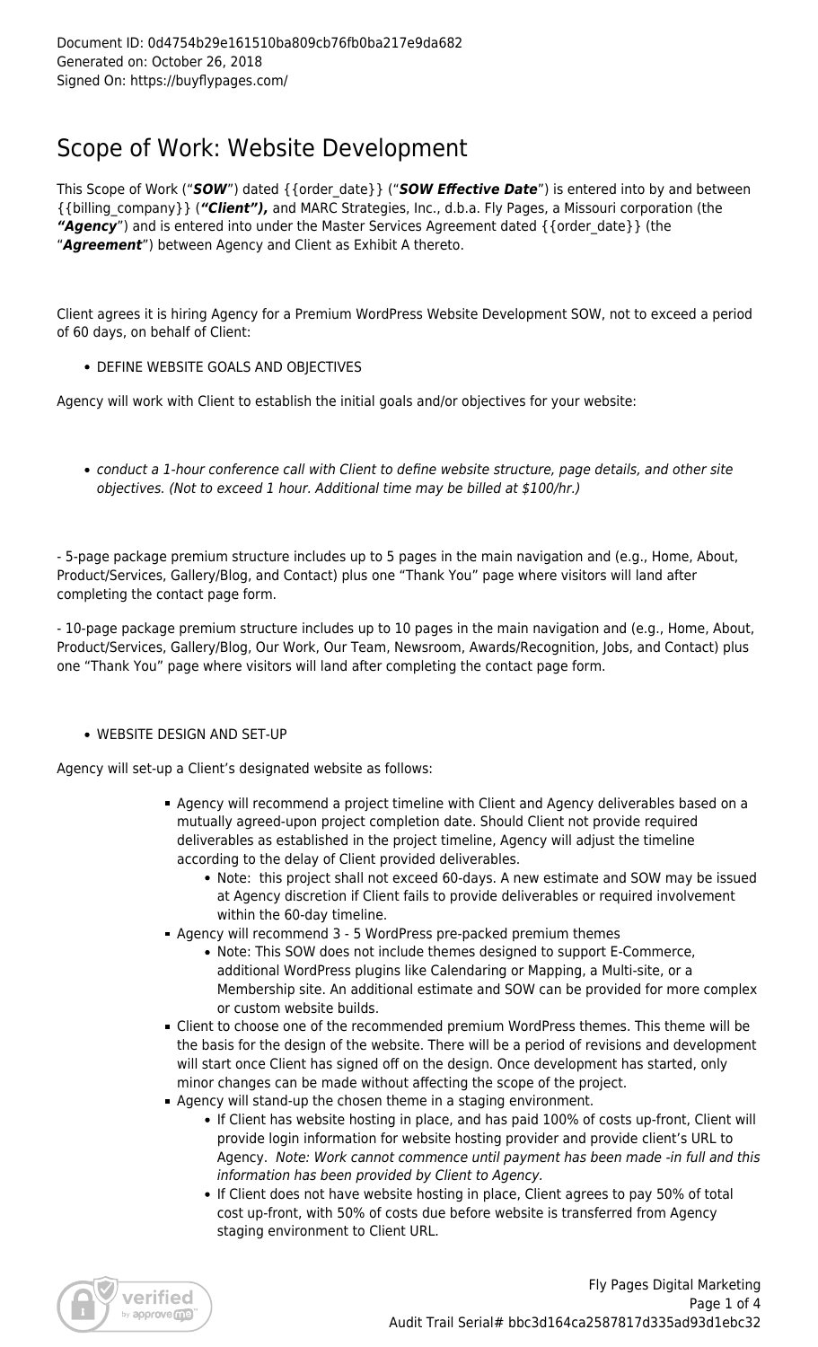Document ID: 0d4754b29e161510ba809cb76fb0ba217e9da682
Generated on: October 26, 2018
Signed On: https://buyflypages.com/

# Scope of Work: Website Development

This Scope of Work ("***SOW***") dated {{order_date}} ("***SOW Effective Date***") is entered into by and between {{billing_company}} (***"Client"),*** and MARC Strategies, Inc., d.b.a. Fly Pages, a Missouri corporation (the ***"Agency"***) and is entered into under the Master Services Agreement dated {{order_date}} (the "***Agreement***") between Agency and Client as Exhibit A thereto.

Client agrees it is hiring Agency for a Premium WordPress Website Development SOW, not to exceed a period of 60 days, on behalf of Client:

- DEFINE WEBSITE GOALS AND OBJECTIVES

Agency will work with Client to establish the initial goals and/or objectives for your website:

- *conduct a 1-hour conference call with Client to define website structure, page details, and other site objectives. (Not to exceed 1 hour. Additional time may be billed at $100/hr.)*

- 5-page package premium structure includes up to 5 pages in the main navigation and (e.g., Home, About, Product/Services, Gallery/Blog, and Contact) plus one "Thank You" page where visitors will land after completing the contact page form.

- 10-page package premium structure includes up to 10 pages in the main navigation and (e.g., Home, About, Product/Services, Gallery/Blog, Our Work, Our Team, Newsroom, Awards/Recognition, Jobs, and Contact) plus one "Thank You" page where visitors will land after completing the contact page form.

- WEBSITE DESIGN AND SET-UP

Agency will set-up a Client's designated website as follows:

- Agency will recommend a project timeline with Client and Agency deliverables based on a mutually agreed-upon project completion date. Should Client not provide required deliverables as established in the project timeline, Agency will adjust the timeline according to the delay of Client provided deliverables.
  - Note: this project shall not exceed 60-days. A new estimate and SOW may be issued at Agency discretion if Client fails to provide deliverables or required involvement within the 60-day timeline.
- Agency will recommend 3 - 5 WordPress pre-packed premium themes
  - Note: This SOW does not include themes designed to support E-Commerce, additional WordPress plugins like Calendaring or Mapping, a Multi-site, or a Membership site. An additional estimate and SOW can be provided for more complex or custom website builds.
- Client to choose one of the recommended premium WordPress themes. This theme will be the basis for the design of the website. There will be a period of revisions and development will start once Client has signed off on the design. Once development has started, only minor changes can be made without affecting the scope of the project.
- Agency will stand-up the chosen theme in a staging environment.
  - If Client has website hosting in place, and has paid 100% of costs up-front, Client will provide login information for website hosting provider and provide client's URL to Agency. *Note: Work cannot commence until payment has been made -in full and this information has been provided by Client to Agency.*
  - If Client does not have website hosting in place, Client agrees to pay 50% of total cost up-front, with 50% of costs due before website is transferred from Agency staging environment to Client URL.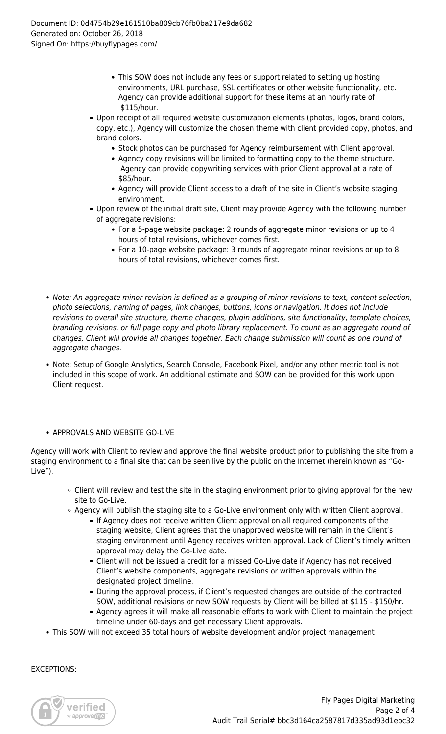- This SOW does not include any fees or support related to setting up hosting environments, URL purchase, SSL certificates or other website functionality, etc. Agency can provide additional support for these items at an hourly rate of $115/hour.

- Upon receipt of all required website customization elements (photos, logos, brand colors, copy, etc.), Agency will customize the chosen theme with client provided copy, photos, and brand colors.
  - Stock photos can be purchased for Agency reimbursement with Client approval.
  - Agency copy revisions will be limited to formatting copy to the theme structure. Agency can provide copywriting services with prior Client approval at a rate of $85/hour.
  - Agency will provide Client access to a draft of the site in Client's website staging environment.
- Upon review of the initial draft site, Client may provide Agency with the following number of aggregate revisions:
  - For a 5-page website package: 2 rounds of aggregate minor revisions or up to 4 hours of total revisions, whichever comes first.
  - For a 10-page website package: 3 rounds of aggregate minor revisions or up to 8 hours of total revisions, whichever comes first.

- *Note: An aggregate minor revision is defined as a grouping of minor revisions to text, content selection, photo selections, naming of pages, link changes, buttons, icons or navigation. It does not include revisions to overall site structure, theme changes, plugin additions, site functionality, template choices, branding revisions, or full page copy and photo library replacement. To count as an aggregate round of changes, Client will provide all changes together. Each change submission will count as one round of aggregate changes.*

- Note: Setup of Google Analytics, Search Console, Facebook Pixel, and/or any other metric tool is not included in this scope of work. An additional estimate and SOW can be provided for this work upon Client request.

- APPROVALS AND WEBSITE GO-LIVE

Agency will work with Client to review and approve the final website product prior to publishing the site from a staging environment to a final site that can be seen live by the public on the Internet (herein known as "Go-Live").

- Client will review and test the site in the staging environment prior to giving approval for the new site to Go-Live.
- Agency will publish the staging site to a Go-Live environment only with written Client approval.
  - If Agency does not receive written Client approval on all required components of the staging website, Client agrees that the unapproved website will remain in the Client's staging environment until Agency receives written approval. Lack of Client's timely written approval may delay the Go-Live date.
  - Client will not be issued a credit for a missed Go-Live date if Agency has not received Client's website components, aggregate revisions or written approvals within the designated project timeline.
  - During the approval process, if Client's requested changes are outside of the contracted SOW, additional revisions or new SOW requests by Client will be billed at $115 - $150/hr.
  - Agency agrees it will make all reasonable efforts to work with Client to maintain the project timeline under 60-days and get necessary Client approvals.

- This SOW will not exceed 35 total hours of website development and/or project management

EXCEPTIONS: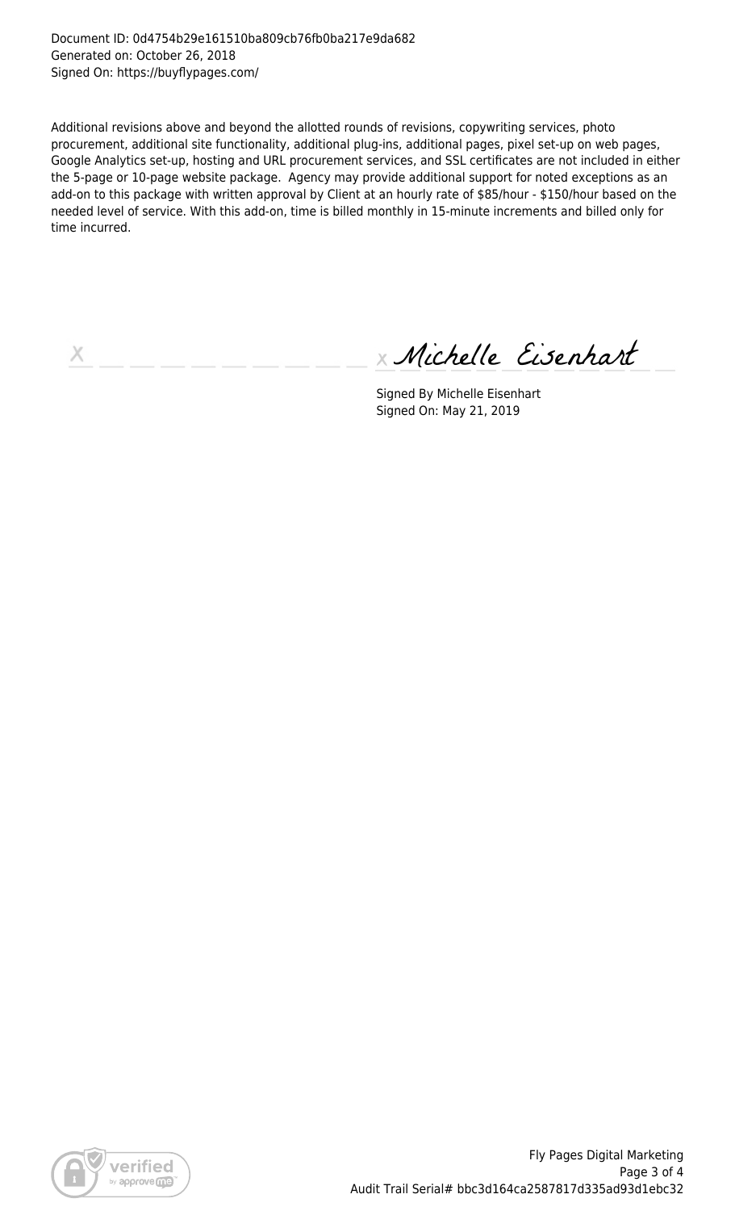Document ID: 0d4754b29e161510ba809cb76fb0ba217e9da682
Generated on: October 26, 2018
Signed On: https://buyflypages.com/

Additional revisions above and beyond the allotted rounds of revisions, copywriting services, photo procurement, additional site functionality, additional plug-ins, additional pages, pixel set-up on web pages, Google Analytics set-up, hosting and URL procurement services, and SSL certificates are not included in either the 5-page or 10-page website package. Agency may provide additional support for noted exceptions as an add-on to this package with written approval by Client at an hourly rate of $85/hour - $150/hour based on the needed level of service. With this add-on, time is billed monthly in 15-minute increments and billed only for time incurred.

X ___________________ X *Michelle Eisenhart*

Signed By Michelle Eisenhart
Signed On: May 21, 2019

Fly Pages Digital Marketing
Audit Trail Serial# bbc3d164ca2587817d335ad93d1ebc32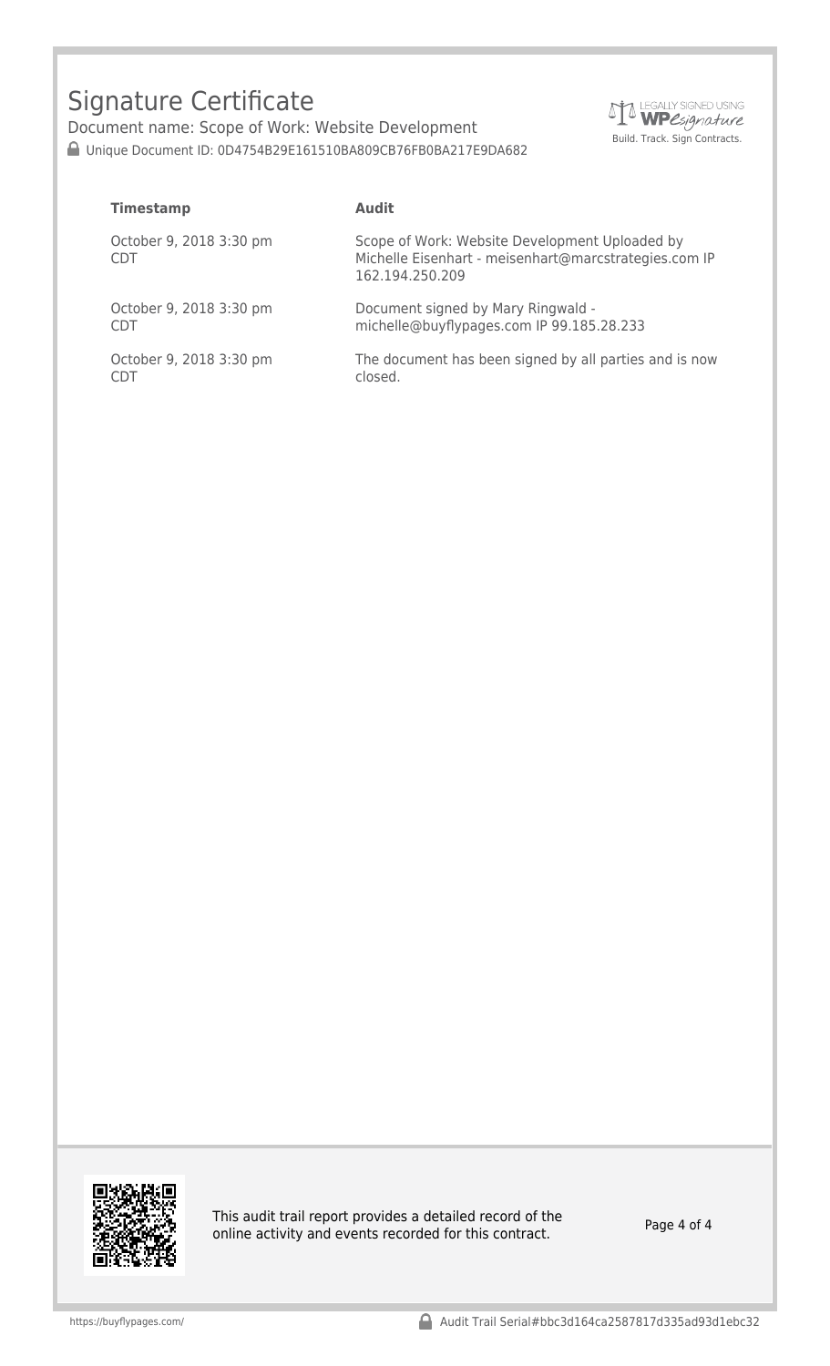# Signature Certificate

Document name: Scope of Work: Website Development

Unique Document ID: 0D4754B29E161510BA809CB76FB0BA217E9DA682

LEGALLY SIGNED USING **WP**eSignature
Build. Track. Sign Contracts.

| Timestamp | Audit |
| --- | --- |
| October 9, 2018 3:30 pm CDT | Scope of Work: Website Development Uploaded by Michelle Eisenhart - meisenhart@marcstrategies.com IP 162.194.250.209 |
| October 9, 2018 3:30 pm CDT | Document signed by Mary Ringwald - michelle@buyflypages.com IP 99.185.28.233 |
| October 9, 2018 3:30 pm CDT | The document has been signed by all parties and is now closed. |

This audit trail report provides a detailed record of the online activity and events recorded for this contract.

https://buyflypages.com/

Audit Trail Serial#bbc3d164ca2587817d335ad93d1ebc32